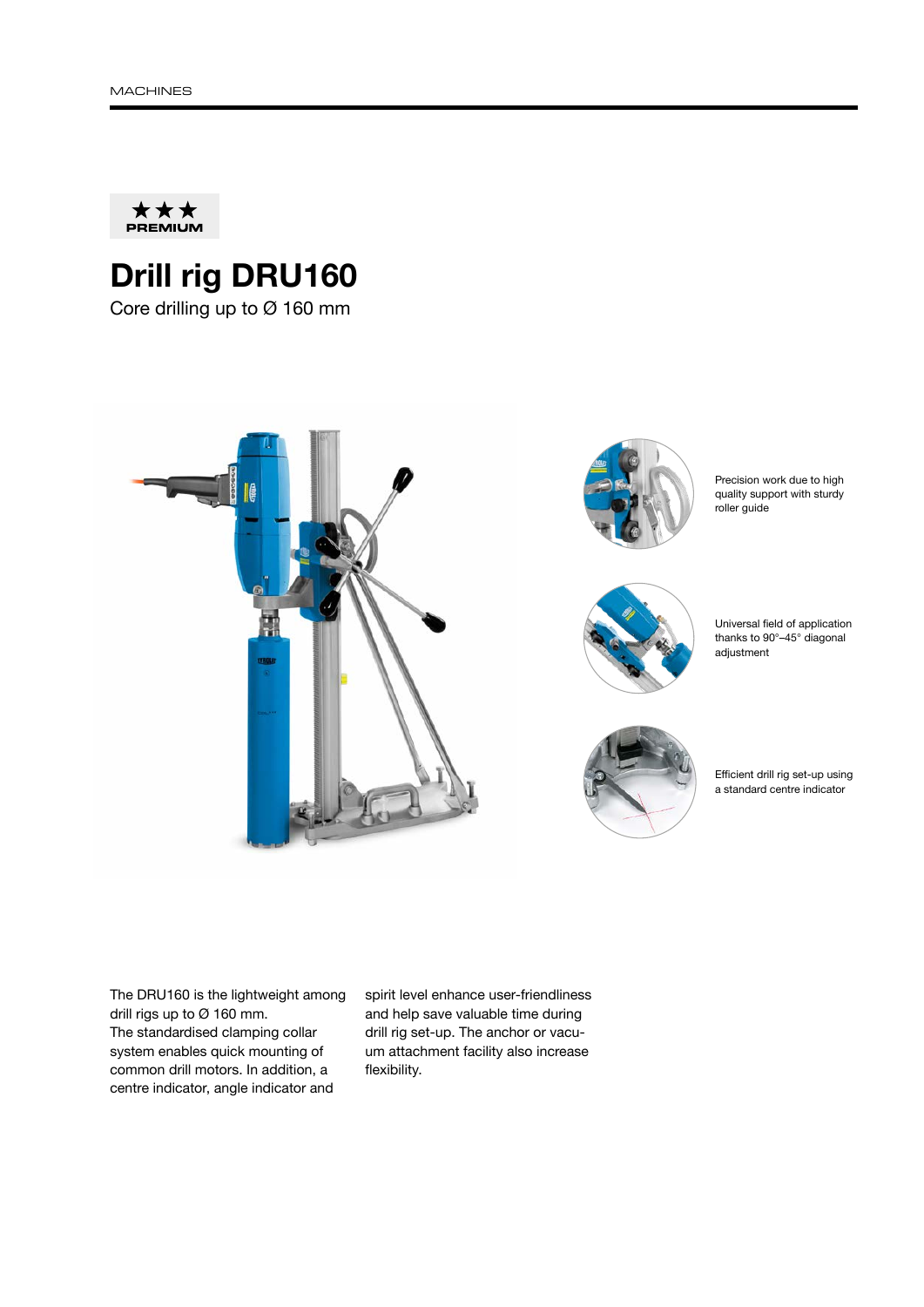★★★
**PREMIUM**

# Drill rig DRU160

Core drilling up to Ø 160 mm

Precision work due to high quality support with sturdy roller guide

Universal field of application thanks to 90°–45° diagonal adjustment

Efficient drill rig set-up using a standard centre indicator

The DRU160 is the lightweight among drill rigs up to Ø 160 mm.
The standardised clamping collar system enables quick mounting of common drill motors. In addition, a centre indicator, angle indicator and spirit level enhance user-friendliness and help save valuable time during drill rig set-up. The anchor or vacuum attachment facility also increase flexibility.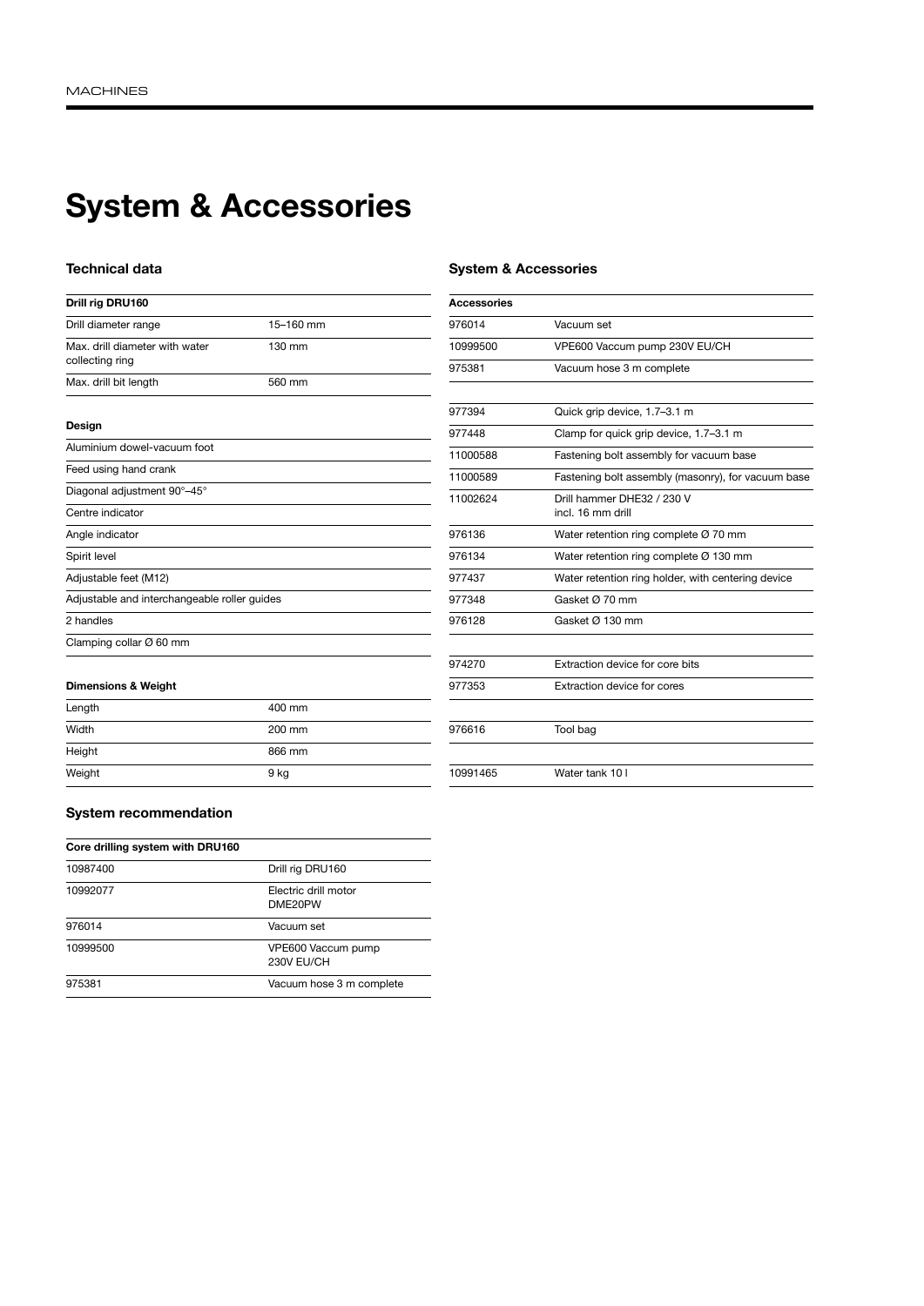# System & Accessories

## Technical data

| Drill rig DRU160 | |
|---|---|
| Drill diameter range | 15–160 mm |
| Max. drill diameter with water collecting ring | 130 mm |
| Max. drill bit length | 560 mm |

| Design |
|---|
| Aluminium dowel-vacuum foot |
| Feed using hand crank |
| Diagonal adjustment 90°–45° |
| Centre indicator |
| Angle indicator |
| Spirit level |
| Adjustable feet (M12) |
| Adjustable and interchangeable roller guides |
| 2 handles |
| Clamping collar Ø 60 mm |

| Dimensions & Weight | |
|---|---|
| Length | 400 mm |
| Width | 200 mm |
| Height | 866 mm |
| Weight | 9 kg |

## System recommendation

| Core drilling system with DRU160 | |
|---|---|
| 10987400 | Drill rig DRU160 |
| 10992077 | Electric drill motor DME20PW |
| 976014 | Vacuum set |
| 10999500 | VPE600 Vaccum pump 230V EU/CH |
| 975381 | Vacuum hose 3 m complete |

## System & Accessories

| Accessories | |
|---|---|
| 976014 | Vacuum set |
| 10999500 | VPE600 Vaccum pump 230V EU/CH |
| 975381 | Vacuum hose 3 m complete |
| | |
| 977394 | Quick grip device, 1.7–3.1 m |
| 977448 | Clamp for quick grip device, 1.7–3.1 m |
| 11000588 | Fastening bolt assembly for vacuum base |
| 11000589 | Fastening bolt assembly (masonry), for vacuum base |
| 11002624 | Drill hammer DHE32 / 230 V incl. 16 mm drill |
| 976136 | Water retention ring complete Ø 70 mm |
| 976134 | Water retention ring complete Ø 130 mm |
| 977437 | Water retention ring holder, with centering device |
| 977348 | Gasket Ø 70 mm |
| 976128 | Gasket Ø 130 mm |
| | |
| 974270 | Extraction device for core bits |
| 977353 | Extraction device for cores |
| | |
| 976616 | Tool bag |
| | |
| 10991465 | Water tank 10 l |